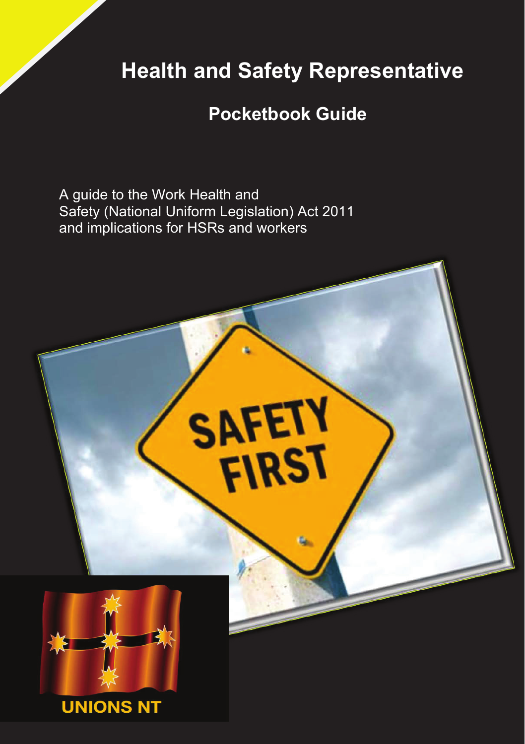# Health and Safety Representative

## Pocketbook Guide

A guide to the Work Health and Safety (National Uniform Legislation) Act 2011 and implications for HSRs and workers

UNIONS NT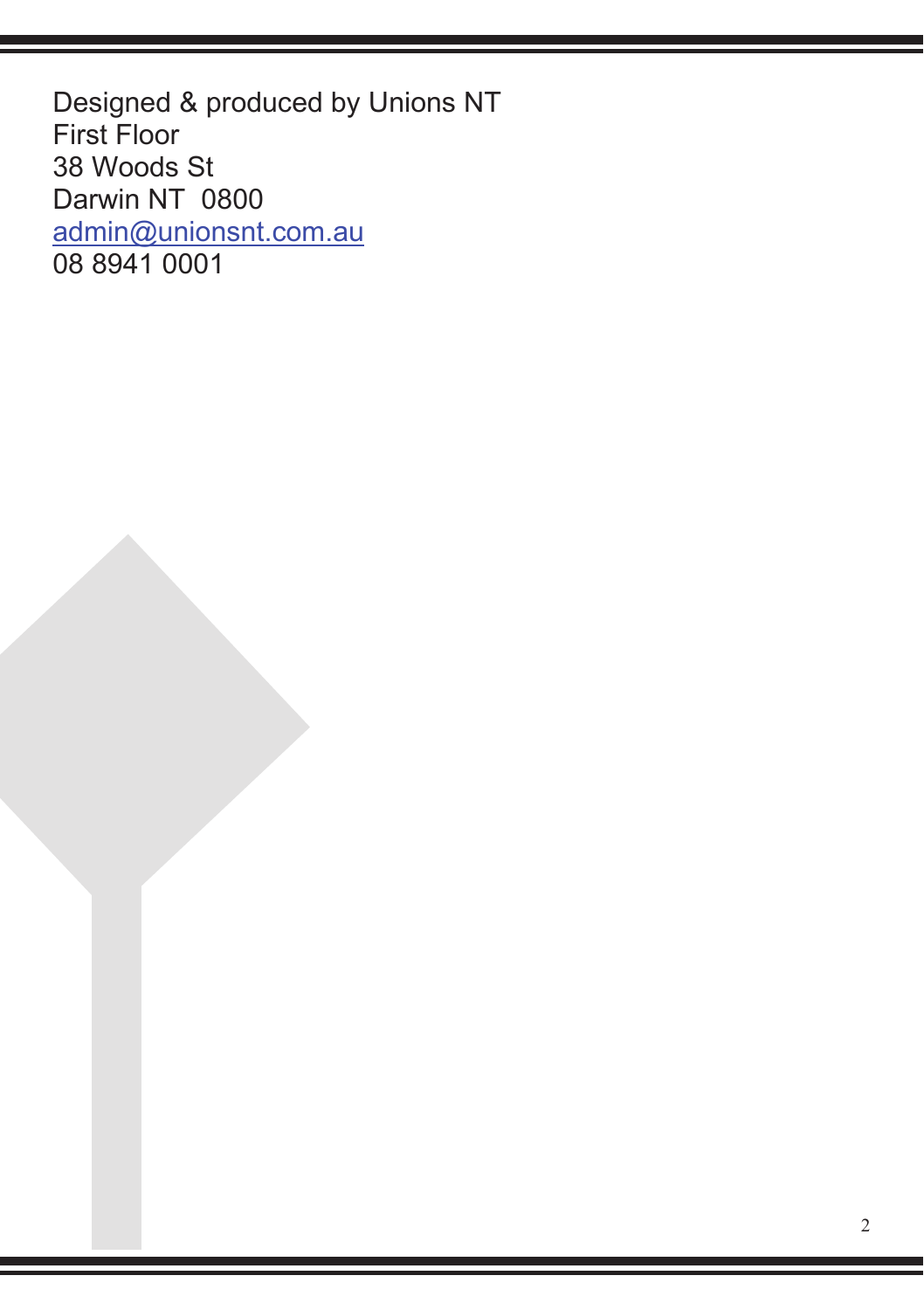Designed & produced by Unions NT
First Floor
38 Woods St
Darwin NT  0800
admin@unionsnt.com.au
08 8941 0001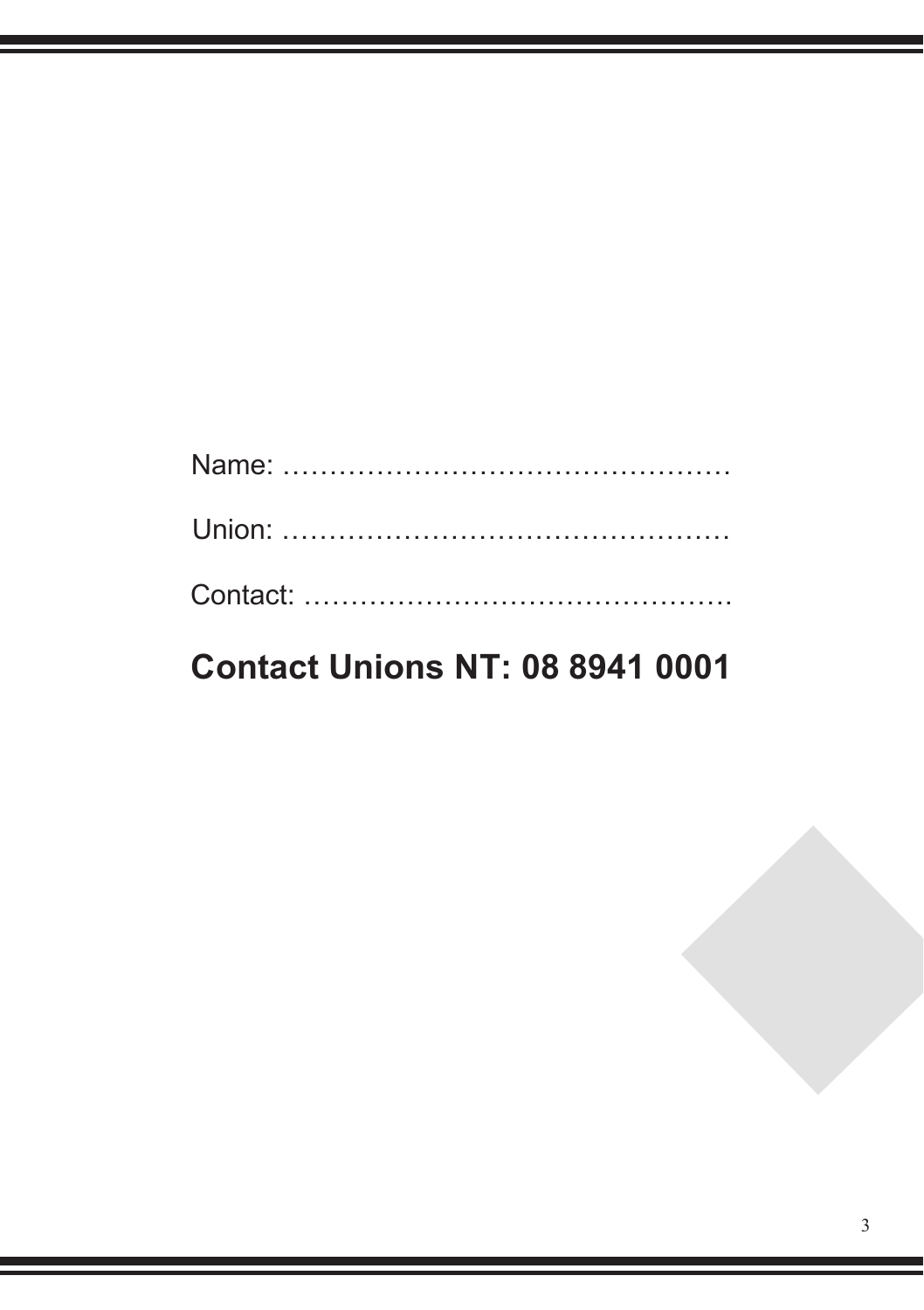Name: ……………………………………………

Union: ……………………………………………

Contact: ………………………………………….

**Contact Unions NT: 08 8941 0001**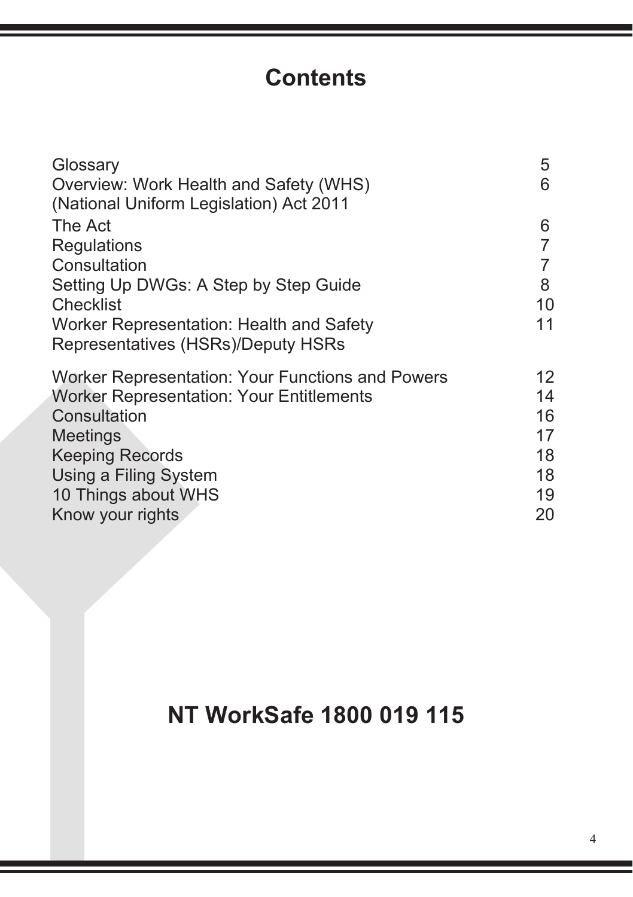# Contents

| | |
|---|---|
| Glossary | 5 |
| Overview: Work Health and Safety (WHS) (National Uniform Legislation) Act 2011 | 6 |
| The Act | 6 |
| Regulations | 7 |
| Consultation | 7 |
| Setting Up DWGs: A Step by Step Guide | 8 |
| Checklist | 10 |
| Worker Representation: Health and Safety Representatives (HSRs)/Deputy HSRs | 11 |
| Worker Representation: Your Functions and Powers | 12 |
| Worker Representation: Your Entitlements | 14 |
| Consultation | 16 |
| Meetings | 17 |
| Keeping Records | 18 |
| Using a Filing System | 18 |
| 10 Things about WHS | 19 |
| Know your rights | 20 |

## NT WorkSafe 1800 019 115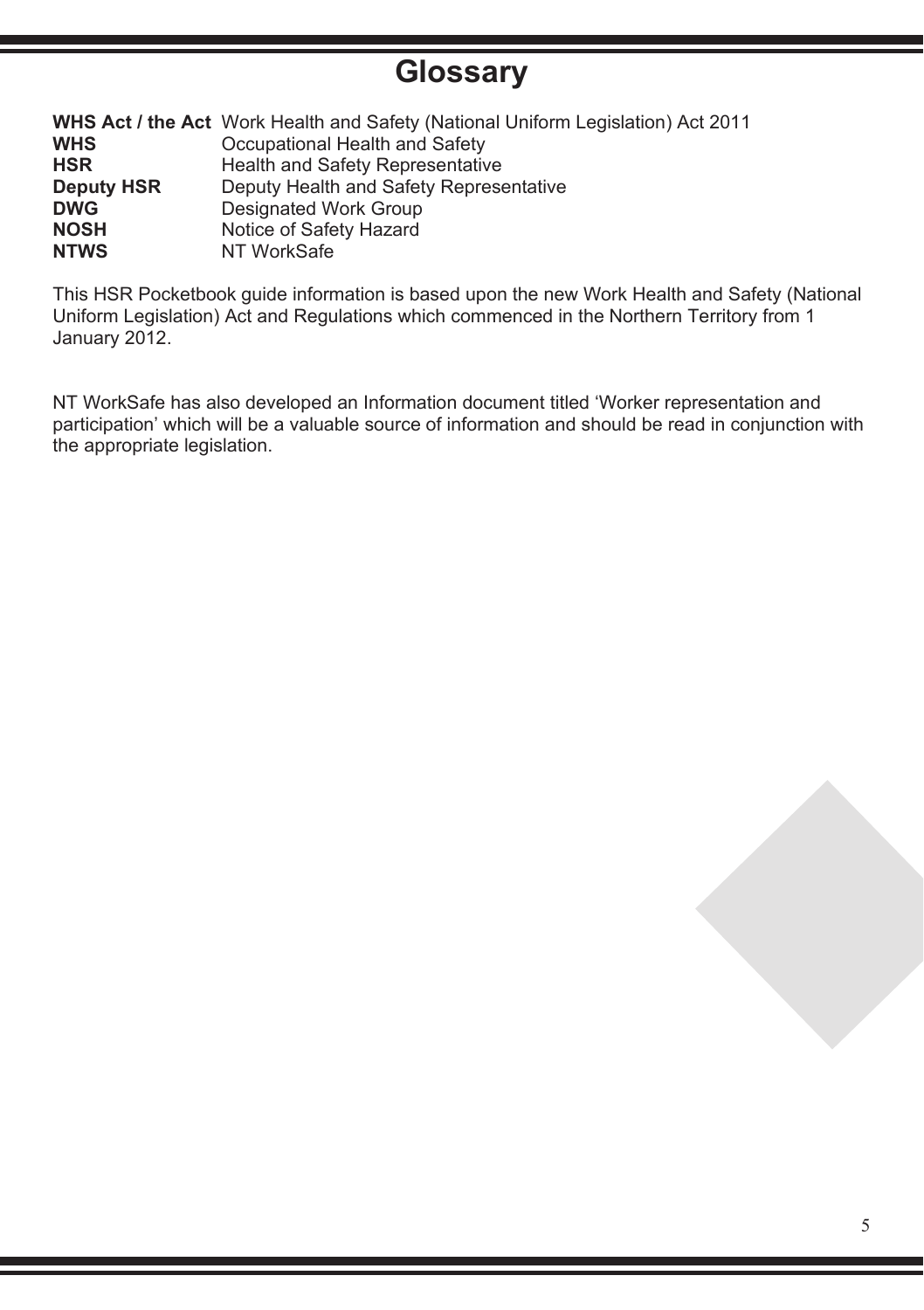# Glossary

| | |
|---|---|
| **WHS Act / the Act** | Work Health and Safety (National Uniform Legislation) Act 2011 |
| **WHS** | Occupational Health and Safety |
| **HSR** | Health and Safety Representative |
| **Deputy HSR** | Deputy Health and Safety Representative |
| **DWG** | Designated Work Group |
| **NOSH** | Notice of Safety Hazard |
| **NTWS** | NT WorkSafe |

This HSR Pocketbook guide information is based upon the new Work Health and Safety (National Uniform Legislation) Act and Regulations which commenced in the Northern Territory from 1 January 2012.

NT WorkSafe has also developed an Information document titled 'Worker representation and participation' which will be a valuable source of information and should be read in conjunction with the appropriate legislation.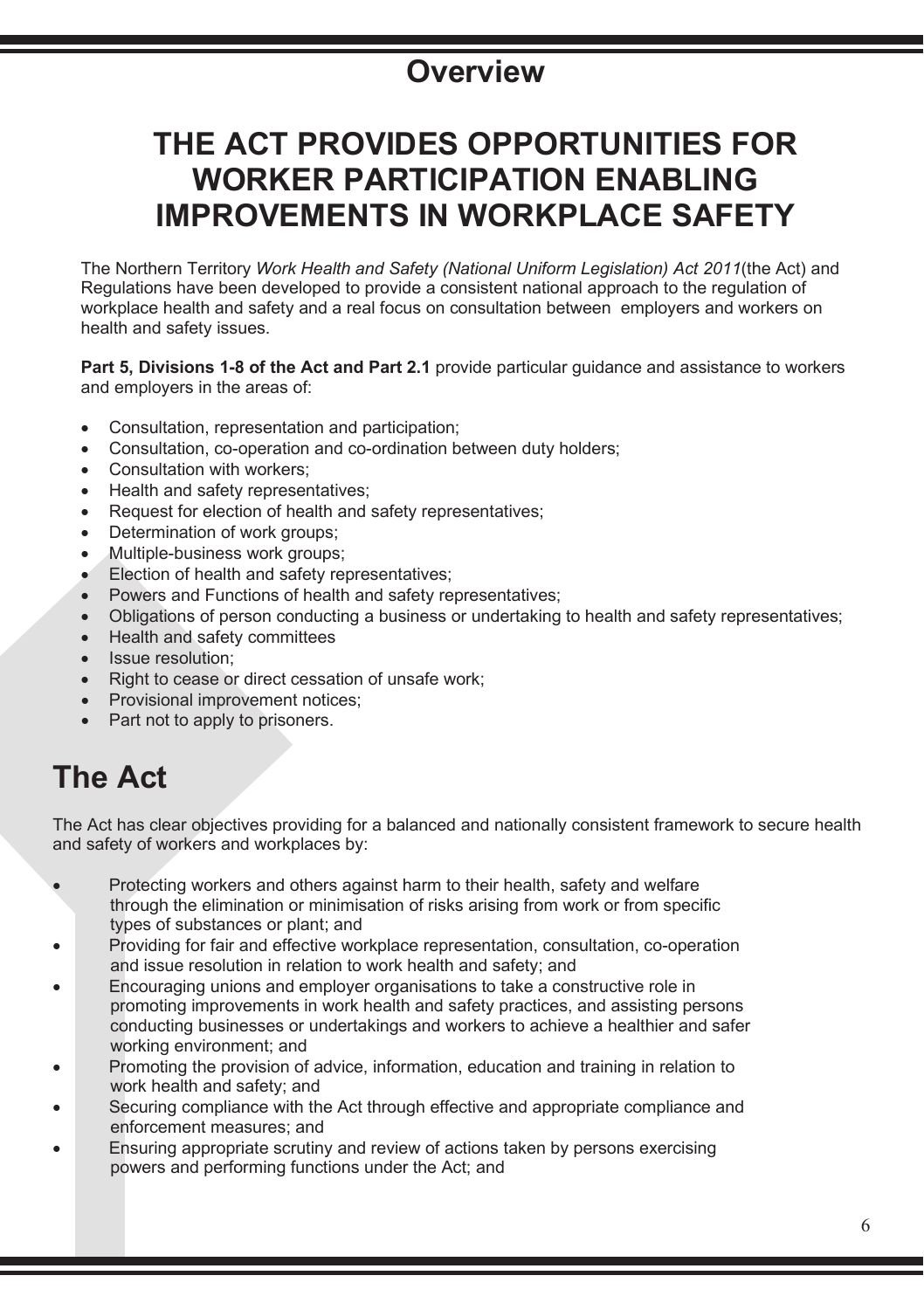# Overview

## THE ACT PROVIDES OPPORTUNITIES FOR WORKER PARTICIPATION ENABLING IMPROVEMENTS IN WORKPLACE SAFETY

The Northern Territory *Work Health and Safety (National Uniform Legislation) Act 2011*(the Act) and Regulations have been developed to provide a consistent national approach to the regulation of workplace health and safety and a real focus on consultation between employers and workers on health and safety issues.

**Part 5, Divisions 1-8 of the Act and Part 2.1** provide particular guidance and assistance to workers and employers in the areas of:

- Consultation, representation and participation;
- Consultation, co-operation and co-ordination between duty holders;
- Consultation with workers;
- Health and safety representatives;
- Request for election of health and safety representatives;
- Determination of work groups;
- Multiple-business work groups;
- Election of health and safety representatives;
- Powers and Functions of health and safety representatives;
- Obligations of person conducting a business or undertaking to health and safety representatives;
- Health and safety committees
- Issue resolution;
- Right to cease or direct cessation of unsafe work;
- Provisional improvement notices;
- Part not to apply to prisoners.

## The Act

The Act has clear objectives providing for a balanced and nationally consistent framework to secure health and safety of workers and workplaces by:

- Protecting workers and others against harm to their health, safety and welfare through the elimination or minimisation of risks arising from work or from specific types of substances or plant; and
- Providing for fair and effective workplace representation, consultation, co-operation and issue resolution in relation to work health and safety; and
- Encouraging unions and employer organisations to take a constructive role in promoting improvements in work health and safety practices, and assisting persons conducting businesses or undertakings and workers to achieve a healthier and safer working environment; and
- Promoting the provision of advice, information, education and training in relation to work health and safety; and
- Securing compliance with the Act through effective and appropriate compliance and enforcement measures; and
- Ensuring appropriate scrutiny and review of actions taken by persons exercising powers and performing functions under the Act; and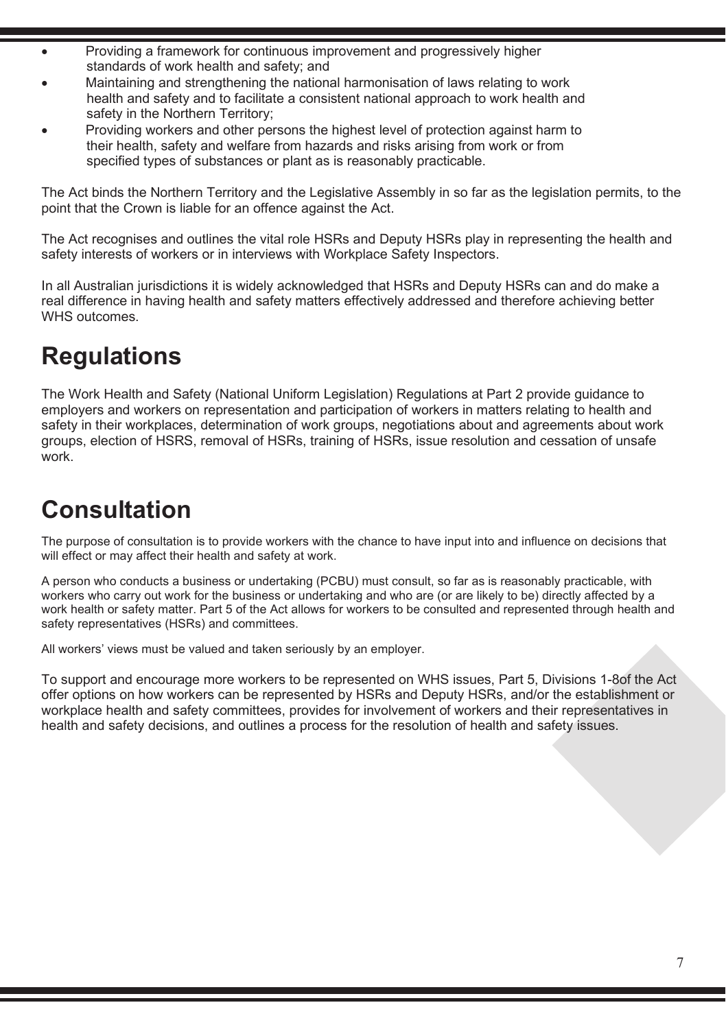- Providing a framework for continuous improvement and progressively higher standards of work health and safety; and
- Maintaining and strengthening the national harmonisation of laws relating to work health and safety and to facilitate a consistent national approach to work health and safety in the Northern Territory;
- Providing workers and other persons the highest level of protection against harm to their health, safety and welfare from hazards and risks arising from work or from specified types of substances or plant as is reasonably practicable.

The Act binds the Northern Territory and the Legislative Assembly in so far as the legislation permits, to the point that the Crown is liable for an offence against the Act.

The Act recognises and outlines the vital role HSRs and Deputy HSRs play in representing the health and safety interests of workers or in interviews with Workplace Safety Inspectors.

In all Australian jurisdictions it is widely acknowledged that HSRs and Deputy HSRs can and do make a real difference in having health and safety matters effectively addressed and therefore achieving better WHS outcomes.

# Regulations

The Work Health and Safety (National Uniform Legislation) Regulations at Part 2 provide guidance to employers and workers on representation and participation of workers in matters relating to health and safety in their workplaces, determination of work groups, negotiations about and agreements about work groups, election of HSRS, removal of HSRs, training of HSRs, issue resolution and cessation of unsafe work.

# Consultation

The purpose of consultation is to provide workers with the chance to have input into and influence on decisions that will effect or may affect their health and safety at work.

A person who conducts a business or undertaking (PCBU) must consult, so far as is reasonably practicable, with workers who carry out work for the business or undertaking and who are (or are likely to be) directly affected by a work health or safety matter. Part 5 of the Act allows for workers to be consulted and represented through health and safety representatives (HSRs) and committees.

All workers' views must be valued and taken seriously by an employer.

To support and encourage more workers to be represented on WHS issues, Part 5, Divisions 1-8of the Act offer options on how workers can be represented by HSRs and Deputy HSRs, and/or the establishment or workplace health and safety committees, provides for involvement of workers and their representatives in health and safety decisions, and outlines a process for the resolution of health and safety issues.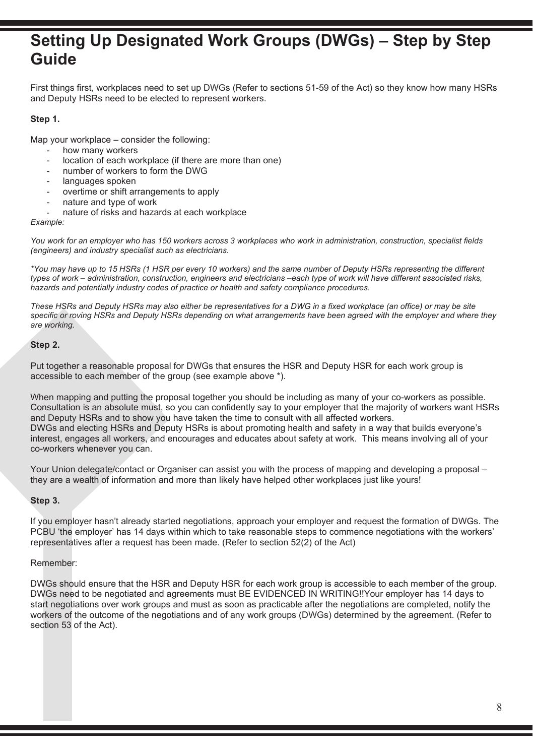# Setting Up Designated Work Groups (DWGs) – Step by Step Guide

First things first, workplaces need to set up DWGs (Refer to sections 51-59 of the Act) so they know how many HSRs and Deputy HSRs need to be elected to represent workers.

**Step 1.**

Map your workplace – consider the following:

- how many workers
- location of each workplace (if there are more than one)
- number of workers to form the DWG
- languages spoken
- overtime or shift arrangements to apply
- nature and type of work
- nature of risks and hazards at each workplace

*Example:*

*You work for an employer who has 150 workers across 3 workplaces who work in administration, construction, specialist fields (engineers) and industry specialist such as electricians.*

*\*You may have up to 15 HSRs (1 HSR per every 10 workers) and the same number of Deputy HSRs representing the different types of work – administration, construction, engineers and electricians –each type of work will have different associated risks, hazards and potentially industry codes of practice or health and safety compliance procedures.*

*These HSRs and Deputy HSRs may also either be representatives for a DWG in a fixed workplace (an office) or may be site specific or roving HSRs and Deputy HSRs depending on what arrangements have been agreed with the employer and where they are working.*

**Step 2.**

Put together a reasonable proposal for DWGs that ensures the HSR and Deputy HSR for each work group is accessible to each member of the group (see example above *).

When mapping and putting the proposal together you should be including as many of your co-workers as possible. Consultation is an absolute must, so you can confidently say to your employer that the majority of workers want HSRs and Deputy HSRs and to show you have taken the time to consult with all affected workers.
DWGs and electing HSRs and Deputy HSRs is about promoting health and safety in a way that builds everyone's interest, engages all workers, and encourages and educates about safety at work. This means involving all of your co-workers whenever you can.

Your Union delegate/contact or Organiser can assist you with the process of mapping and developing a proposal – they are a wealth of information and more than likely have helped other workplaces just like yours!

**Step 3.**

If you employer hasn't already started negotiations, approach your employer and request the formation of DWGs. The PCBU 'the employer' has 14 days within which to take reasonable steps to commence negotiations with the workers' representatives after a request has been made. (Refer to section 52(2) of the Act)

Remember:

DWGs should ensure that the HSR and Deputy HSR for each work group is accessible to each member of the group. DWGs need to be negotiated and agreements must BE EVIDENCED IN WRITING!!Your employer has 14 days to start negotiations over work groups and must as soon as practicable after the negotiations are completed, notify the workers of the outcome of the negotiations and of any work groups (DWGs) determined by the agreement. (Refer to section 53 of the Act).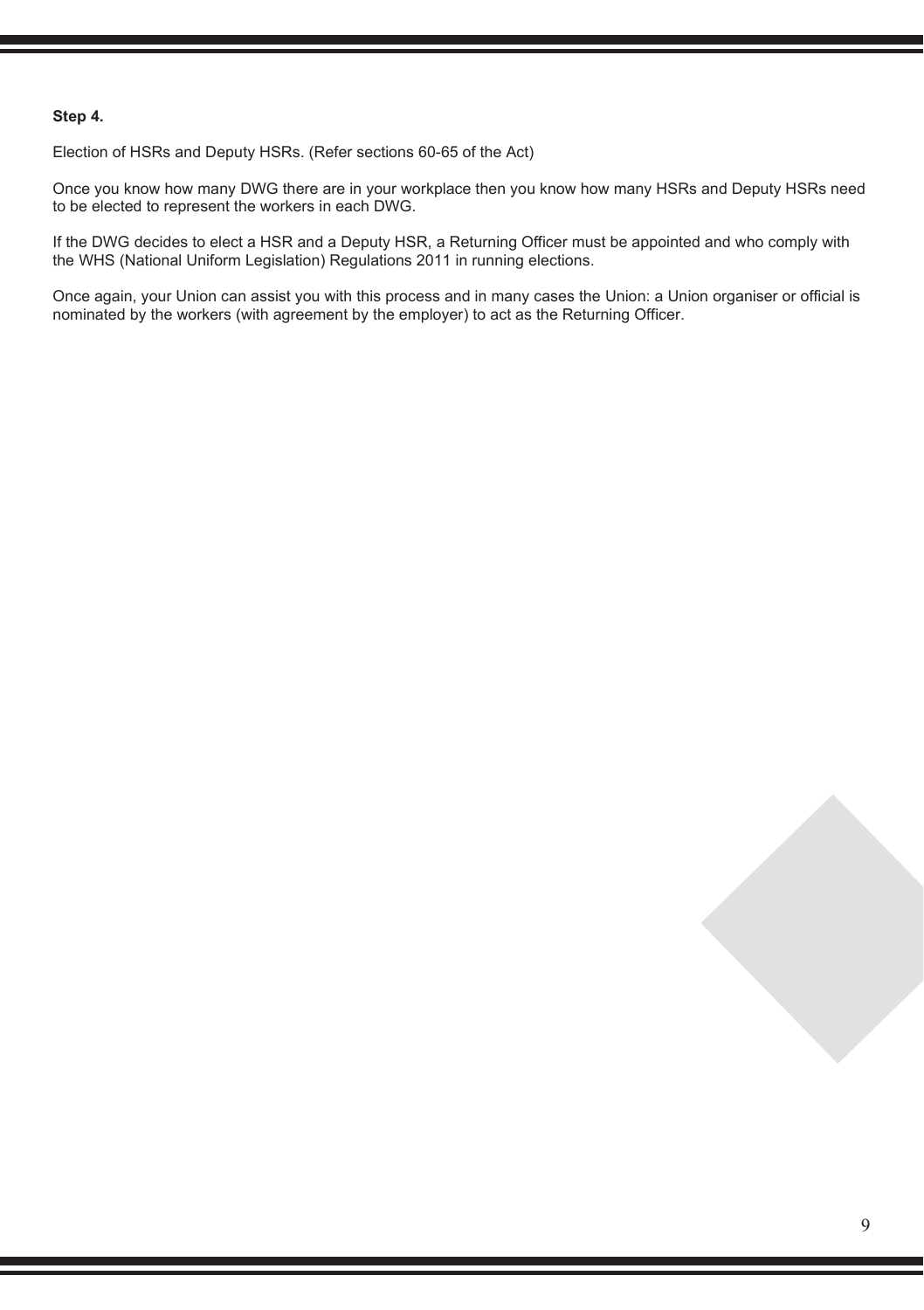**Step 4.**

Election of HSRs and Deputy HSRs. (Refer sections 60-65 of the Act)

Once you know how many DWG there are in your workplace then you know how many HSRs and Deputy HSRs need to be elected to represent the workers in each DWG.

If the DWG decides to elect a HSR and a Deputy HSR, a Returning Officer must be appointed and who comply with the WHS (National Uniform Legislation) Regulations 2011 in running elections.

Once again, your Union can assist you with this process and in many cases the Union: a Union organiser or official is nominated by the workers (with agreement by the employer) to act as the Returning Officer.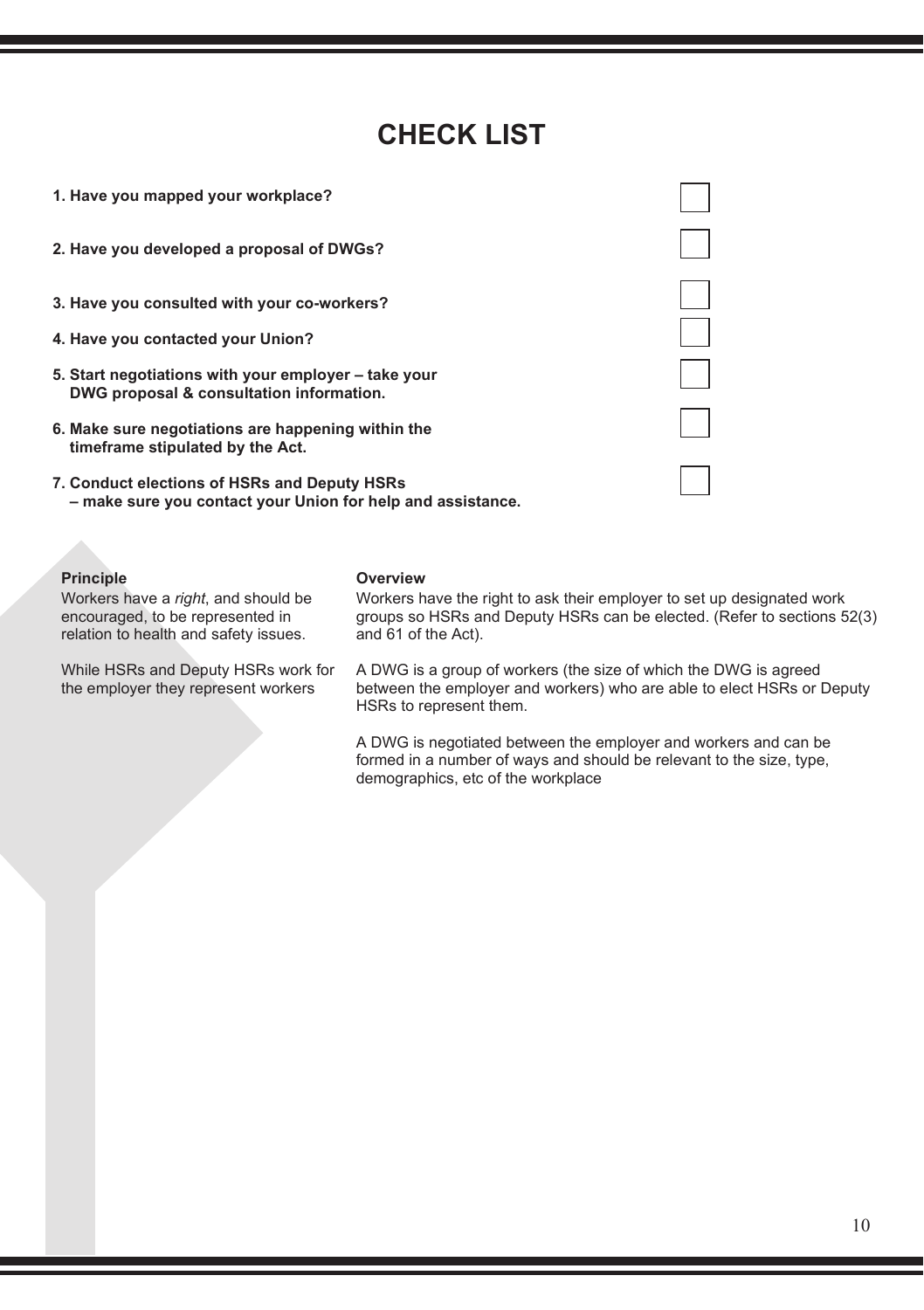# CHECK LIST

**1. Have you mapped your workplace?** ☐

**2. Have you developed a proposal of DWGs?** ☐

**3. Have you consulted with your co-workers?** ☐

**4. Have you contacted your Union?** ☐

**5. Start negotiations with your employer – take your DWG proposal & consultation information.** ☐

**6. Make sure negotiations are happening within the timeframe stipulated by the Act.** ☐

**7. Conduct elections of HSRs and Deputy HSRs – make sure you contact your Union for help and assistance.** ☐

**Principle**

Workers have a *right*, and should be encouraged, to be represented in relation to health and safety issues.

While HSRs and Deputy HSRs work for the employer they represent workers

**Overview**

Workers have the right to ask their employer to set up designated work groups so HSRs and Deputy HSRs can be elected. (Refer to sections 52(3) and 61 of the Act).

A DWG is a group of workers (the size of which the DWG is agreed between the employer and workers) who are able to elect HSRs or Deputy HSRs to represent them.

A DWG is negotiated between the employer and workers and can be formed in a number of ways and should be relevant to the size, type, demographics, etc of the workplace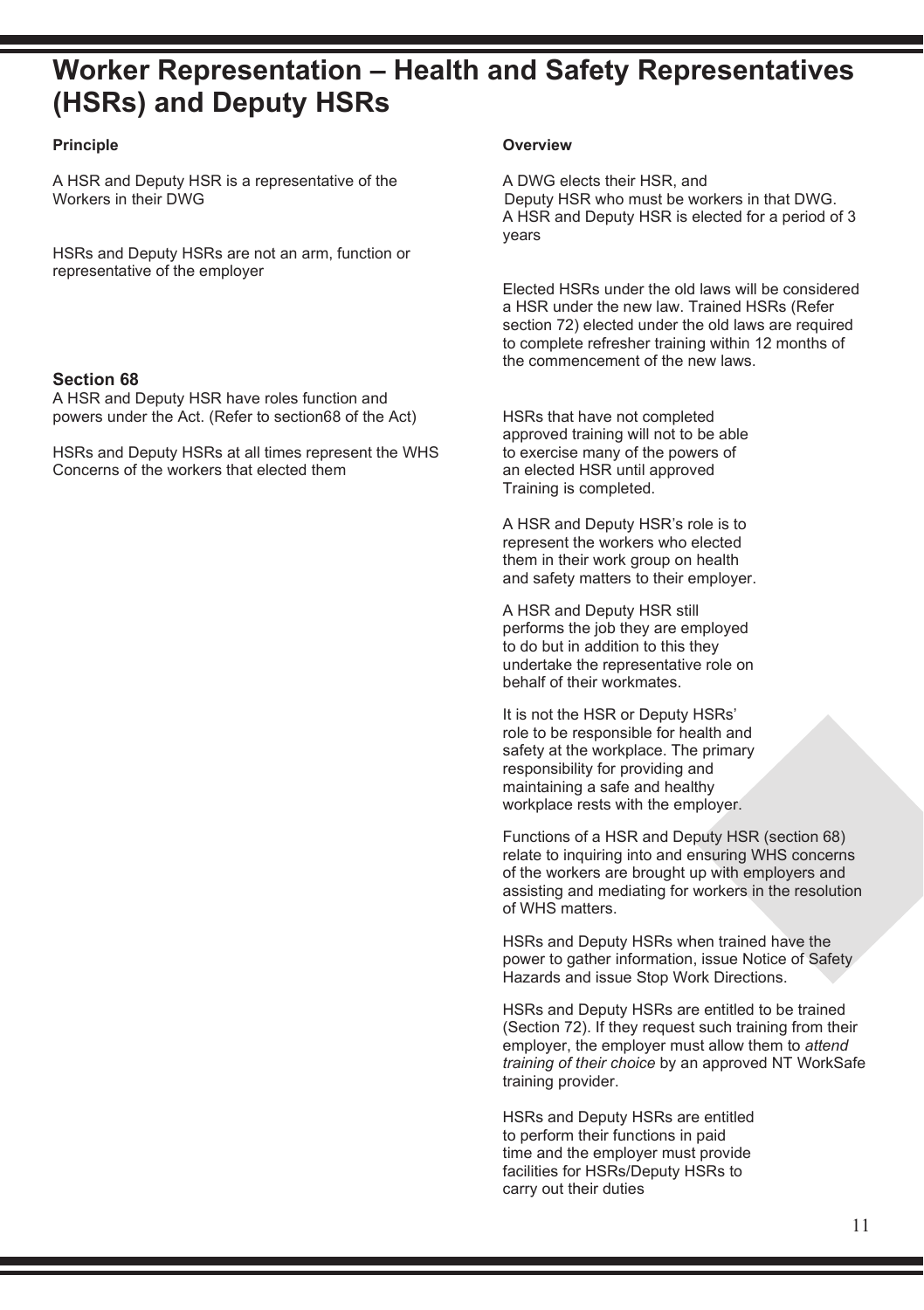# Worker Representation – Health and Safety Representatives (HSRs) and Deputy HSRs

**Principle**

A HSR and Deputy HSR is a representative of the Workers in their DWG

HSRs and Deputy HSRs are not an arm, function or representative of the employer

### Section 68

A HSR and Deputy HSR have roles function and powers under the Act. (Refer to section68 of the Act)

HSRs and Deputy HSRs at all times represent the WHS Concerns of the workers that elected them

**Overview**

A DWG elects their HSR, and Deputy HSR who must be workers in that DWG. A HSR and Deputy HSR is elected for a period of 3 years

Elected HSRs under the old laws will be considered a HSR under the new law. Trained HSRs (Refer section 72) elected under the old laws are required to complete refresher training within 12 months of the commencement of the new laws.

HSRs that have not completed approved training will not to be able to exercise many of the powers of an elected HSR until approved Training is completed.

A HSR and Deputy HSR's role is to represent the workers who elected them in their work group on health and safety matters to their employer.

A HSR and Deputy HSR still performs the job they are employed to do but in addition to this they undertake the representative role on behalf of their workmates.

It is not the HSR or Deputy HSRs' role to be responsible for health and safety at the workplace. The primary responsibility for providing and maintaining a safe and healthy workplace rests with the employer.

Functions of a HSR and Deputy HSR (section 68) relate to inquiring into and ensuring WHS concerns of the workers are brought up with employers and assisting and mediating for workers in the resolution of WHS matters.

HSRs and Deputy HSRs when trained have the power to gather information, issue Notice of Safety Hazards and issue Stop Work Directions.

HSRs and Deputy HSRs are entitled to be trained (Section 72). If they request such training from their employer, the employer must allow them to *attend training of their choice* by an approved NT WorkSafe training provider.

HSRs and Deputy HSRs are entitled to perform their functions in paid time and the employer must provide facilities for HSRs/Deputy HSRs to carry out their duties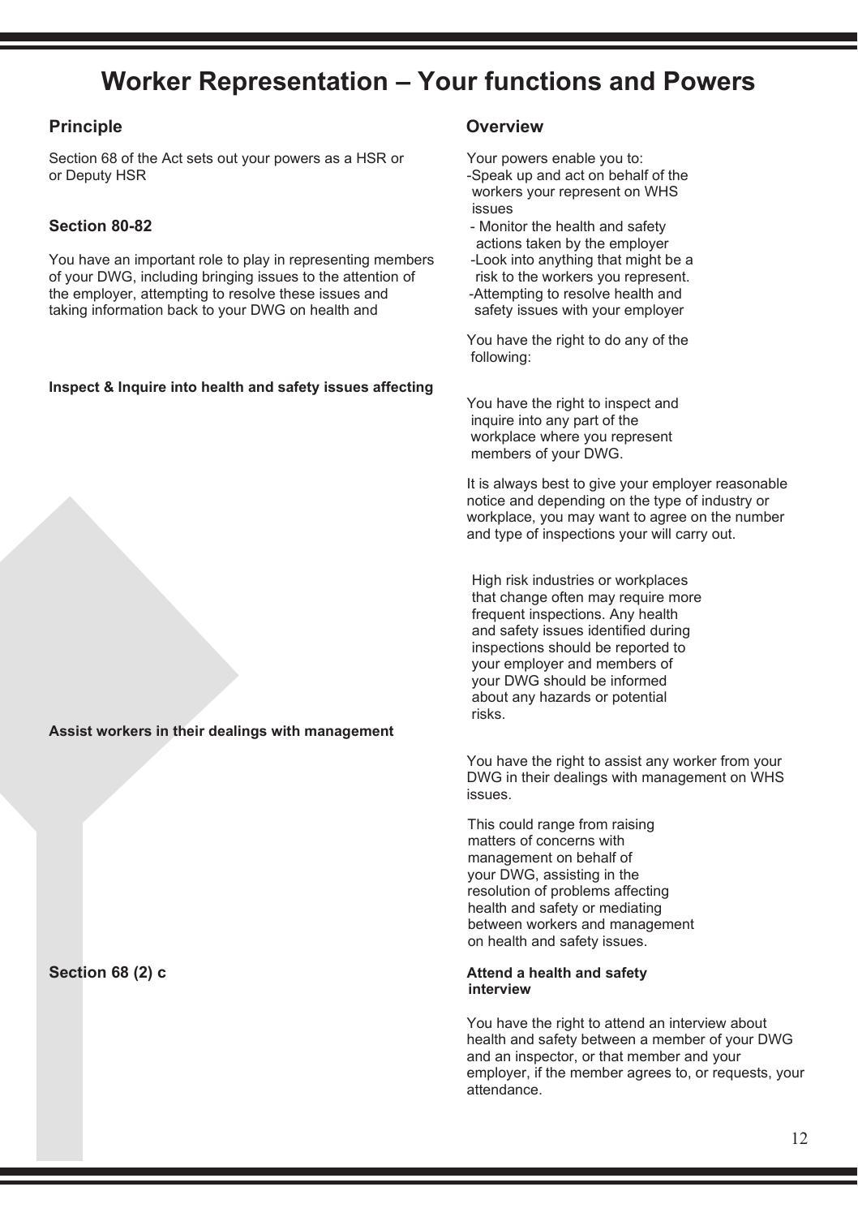# Worker Representation – Your functions and Powers

## Principle

Section 68 of the Act sets out your powers as a HSR or or Deputy HSR

## Overview

Your powers enable you to:

- Speak up and act on behalf of the workers your represent on WHS issues
- Monitor the health and safety actions taken by the employer
- Look into anything that might be a risk to the workers you represent.
- Attempting to resolve health and safety issues with your employer

You have the right to do any of the following:

### Section 80-82

You have an important role to play in representing members of your DWG, including bringing issues to the attention of the employer, attempting to resolve these issues and taking information back to your DWG on health and

#### Inspect & Inquire into health and safety issues affecting

You have the right to inspect and inquire into any part of the workplace where you represent members of your DWG.

It is always best to give your employer reasonable notice and depending on the type of industry or workplace, you may want to agree on the number and type of inspections your will carry out.

High risk industries or workplaces that change often may require more frequent inspections. Any health and safety issues identified during inspections should be reported to your employer and members of your DWG should be informed about any hazards or potential risks.

#### Assist workers in their dealings with management

You have the right to assist any worker from your DWG in their dealings with management on WHS issues.

This could range from raising matters of concerns with management on behalf of your DWG, assisting in the resolution of problems affecting health and safety or mediating between workers and management on health and safety issues.

### Section 68 (2) c

#### Attend a health and safety interview

You have the right to attend an interview about health and safety between a member of your DWG and an inspector, or that member and your employer, if the member agrees to, or requests, your attendance.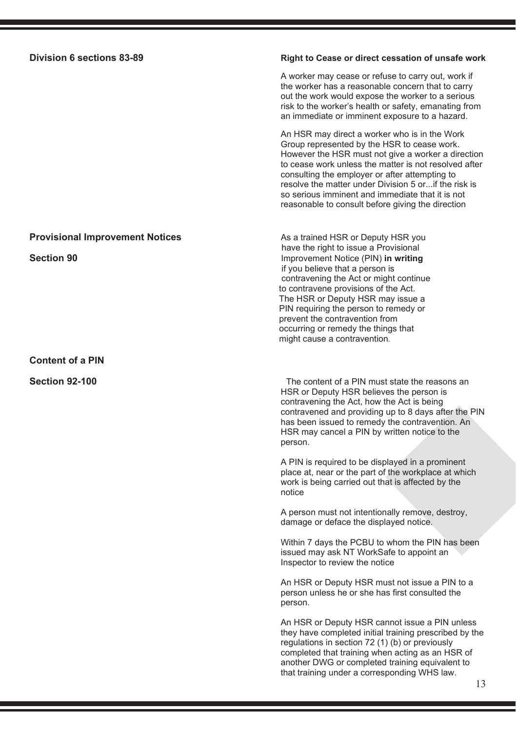**Division 6 sections 83-89**

**Right to Cease or direct cessation of unsafe work**

A worker may cease or refuse to carry out, work if the worker has a reasonable concern that to carry out the work would expose the worker to a serious risk to the worker's health or safety, emanating from an immediate or imminent exposure to a hazard.

An HSR may direct a worker who is in the Work Group represented by the HSR to cease work. However the HSR must not give a worker a direction to cease work unless the matter is not resolved after consulting the employer or after attempting to resolve the matter under Division 5 or...if the risk is so serious imminent and immediate that it is not reasonable to consult before giving the direction

**Provisional Improvement Notices**

**Section 90**

As a trained HSR or Deputy HSR you have the right to issue a Provisional Improvement Notice (PIN) **in writing** if you believe that a person is contravening the Act or might continue to contravene provisions of the Act. The HSR or Deputy HSR may issue a PIN requiring the person to remedy or prevent the contravention from occurring or remedy the things that might cause a contravention.

**Content of a PIN**

**Section 92-100**

The content of a PIN must state the reasons an HSR or Deputy HSR believes the person is contravening the Act, how the Act is being contravened and providing up to 8 days after the PIN has been issued to remedy the contravention. An HSR may cancel a PIN by written notice to the person.

A PIN is required to be displayed in a prominent place at, near or the part of the workplace at which work is being carried out that is affected by the notice

A person must not intentionally remove, destroy, damage or deface the displayed notice.

Within 7 days the PCBU to whom the PIN has been issued may ask NT WorkSafe to appoint an Inspector to review the notice

An HSR or Deputy HSR must not issue a PIN to a person unless he or she has first consulted the person.

An HSR or Deputy HSR cannot issue a PIN unless they have completed initial training prescribed by the regulations in section 72 (1) (b) or previously completed that training when acting as an HSR of another DWG or completed training equivalent to that training under a corresponding WHS law.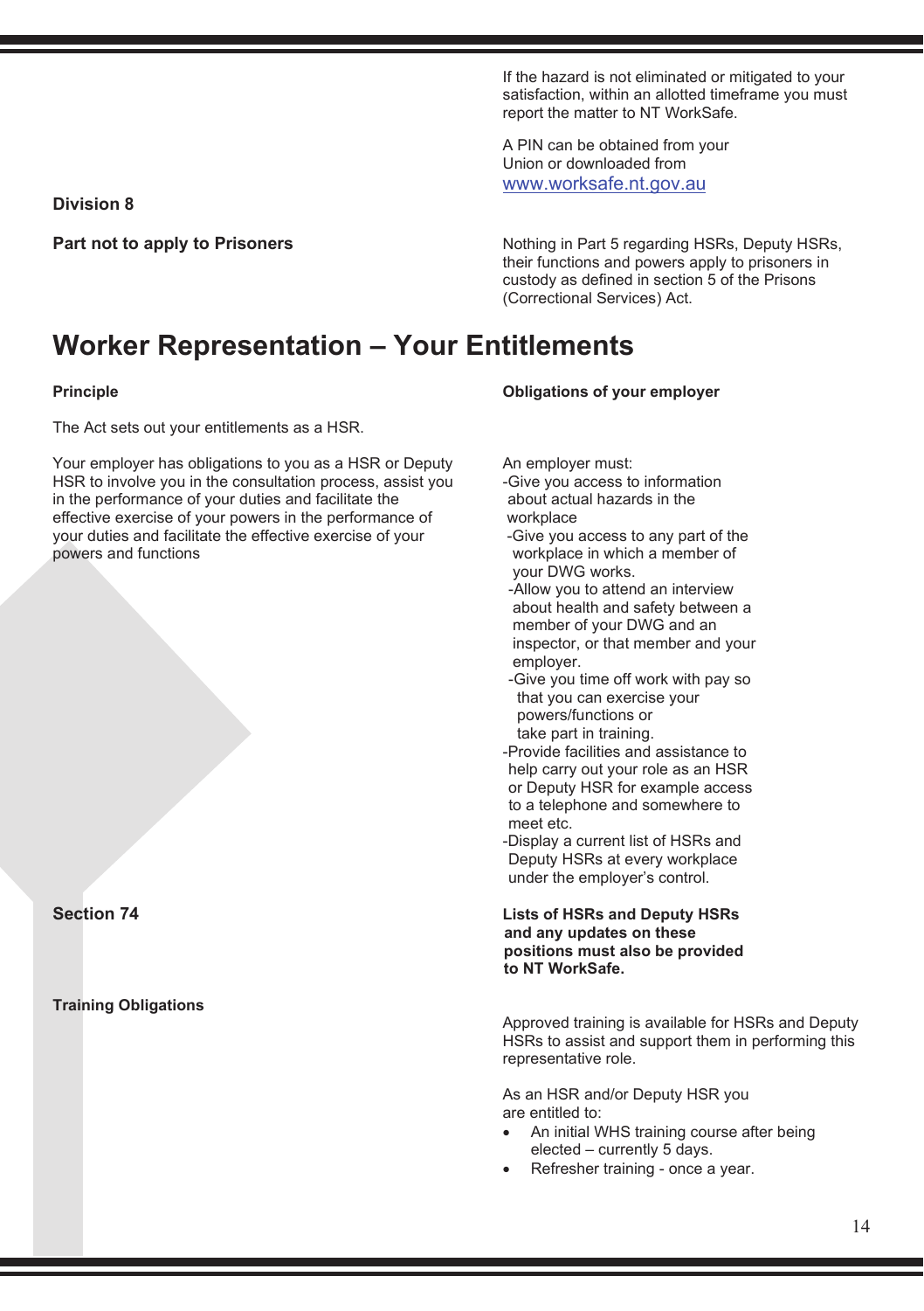If the hazard is not eliminated or mitigated to your satisfaction, within an allotted timeframe you must report the matter to NT WorkSafe.

A PIN can be obtained from your Union or downloaded from www.worksafe.nt.gov.au

**Division 8**

**Part not to apply to Prisoners**

Nothing in Part 5 regarding HSRs, Deputy HSRs, their functions and powers apply to prisoners in custody as defined in section 5 of the Prisons (Correctional Services) Act.

# Worker Representation – Your Entitlements

**Principle**

The Act sets out your entitlements as a HSR.

Your employer has obligations to you as a HSR or Deputy HSR to involve you in the consultation process, assist you in the performance of your duties and facilitate the effective exercise of your powers in the performance of your duties and facilitate the effective exercise of your powers and functions

**Obligations of your employer**

An employer must:

- Give you access to information about actual hazards in the workplace
- Give you access to any part of the workplace in which a member of your DWG works.
- Allow you to attend an interview about health and safety between a member of your DWG and an inspector, or that member and your employer.
- Give you time off work with pay so that you can exercise your powers/functions or take part in training.
- Provide facilities and assistance to help carry out your role as an HSR or Deputy HSR for example access to a telephone and somewhere to meet etc.
- Display a current list of HSRs and Deputy HSRs at every workplace under the employer's control.

**Section 74**

**Lists of HSRs and Deputy HSRs and any updates on these positions must also be provided to NT WorkSafe.**

**Training Obligations**

Approved training is available for HSRs and Deputy HSRs to assist and support them in performing this representative role.

As an HSR and/or Deputy HSR you are entitled to:

- An initial WHS training course after being elected – currently 5 days.
- Refresher training - once a year.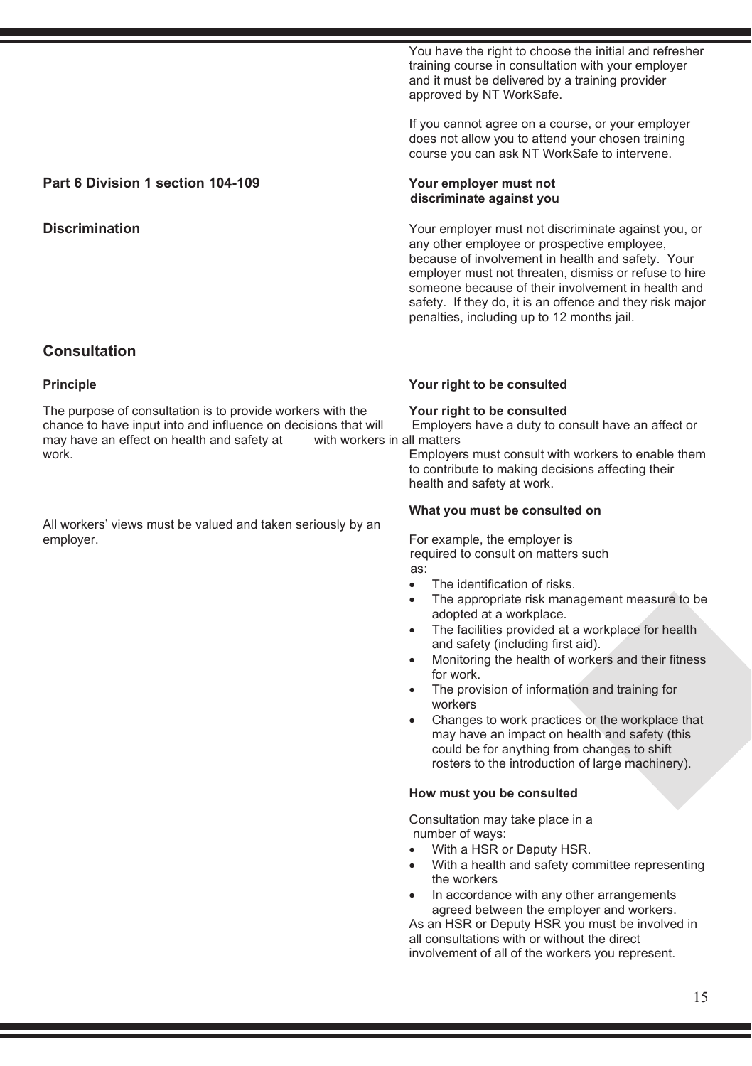You have the right to choose the initial and refresher training course in consultation with your employer and it must be delivered by a training provider approved by NT WorkSafe.

If you cannot agree on a course, or your employer does not allow you to attend your chosen training course you can ask NT WorkSafe to intervene.

**Part 6 Division 1 section 104-109**

**Discrimination**

**Your employer must not discriminate against you**

Your employer must not discriminate against you, or any other employee or prospective employee, because of involvement in health and safety. Your employer must not threaten, dismiss or refuse to hire someone because of their involvement in health and safety. If they do, it is an offence and they risk major penalties, including up to 12 months jail.

## Consultation

### Principle

The purpose of consultation is to provide workers with the chance to have input into and influence on decisions that will may have an effect on health and safety at work.

All workers' views must be valued and taken seriously by an employer.

### Your right to be consulted

**Your right to be consulted**

Employers have a duty to consult have an affect or with workers in all matters

Employers must consult with workers to enable them to contribute to making decisions affecting their health and safety at work.

**What you must be consulted on**

For example, the employer is required to consult on matters such as:

- The identification of risks.
- The appropriate risk management measure to be adopted at a workplace.
- The facilities provided at a workplace for health and safety (including first aid).
- Monitoring the health of workers and their fitness for work.
- The provision of information and training for workers
- Changes to work practices or the workplace that may have an impact on health and safety (this could be for anything from changes to shift rosters to the introduction of large machinery).

**How must you be consulted**

Consultation may take place in a number of ways:

- With a HSR or Deputy HSR.
- With a health and safety committee representing the workers
- In accordance with any other arrangements agreed between the employer and workers.

As an HSR or Deputy HSR you must be involved in all consultations with or without the direct involvement of all of the workers you represent.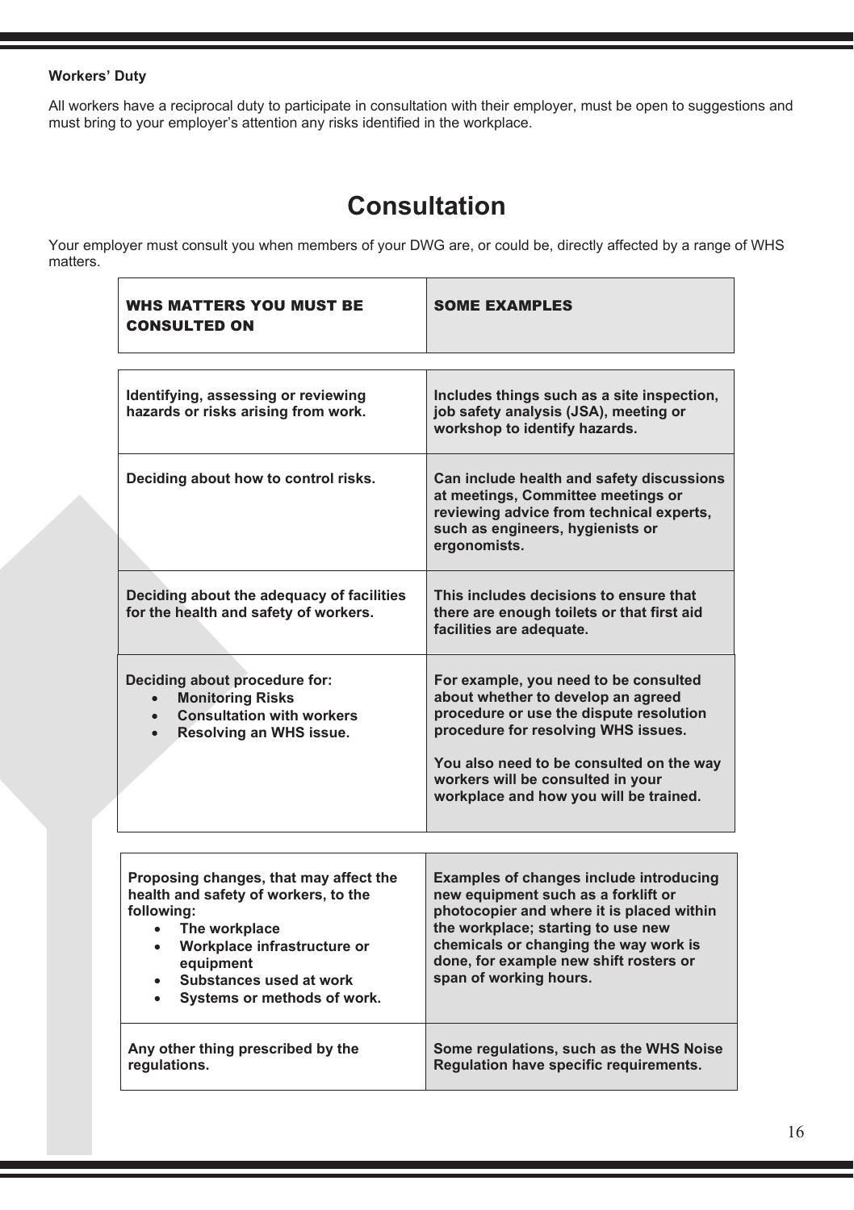**Workers' Duty**

All workers have a reciprocal duty to participate in consultation with their employer, must be open to suggestions and must bring to your employer's attention any risks identified in the workplace.

# Consultation

Your employer must consult you when members of your DWG are, or could be, directly affected by a range of WHS matters.

| WHS MATTERS YOU MUST BE CONSULTED ON | SOME EXAMPLES |
|---|---|
| **Identifying, assessing or reviewing hazards or risks arising from work.** | **Includes things such as a site inspection, job safety analysis (JSA), meeting or workshop to identify hazards.** |
| **Deciding about how to control risks.** | **Can include health and safety discussions at meetings, Committee meetings or reviewing advice from technical experts, such as engineers, hygienists or ergonomists.** |
| **Deciding about the adequacy of facilities for the health and safety of workers.** | **This includes decisions to ensure that there are enough toilets or that first aid facilities are adequate.** |
| **Deciding about procedure for:**<br>• **Monitoring Risks**<br>• **Consultation with workers**<br>• **Resolving an WHS issue.** | **For example, you need to be consulted about whether to develop an agreed procedure or use the dispute resolution procedure for resolving WHS issues.**<br><br>**You also need to be consulted on the way workers will be consulted in your workplace and how you will be trained.** |
| **Proposing changes, that may affect the health and safety of workers, to the following:**<br>• **The workplace**<br>• **Workplace infrastructure or equipment**<br>• **Substances used at work**<br>• **Systems or methods of work.** | **Examples of changes include introducing new equipment such as a forklift or photocopier and where it is placed within the workplace; starting to use new chemicals or changing the way work is done, for example new shift rosters or span of working hours.** |
| **Any other thing prescribed by the regulations.** | **Some regulations, such as the WHS Noise Regulation have specific requirements.** |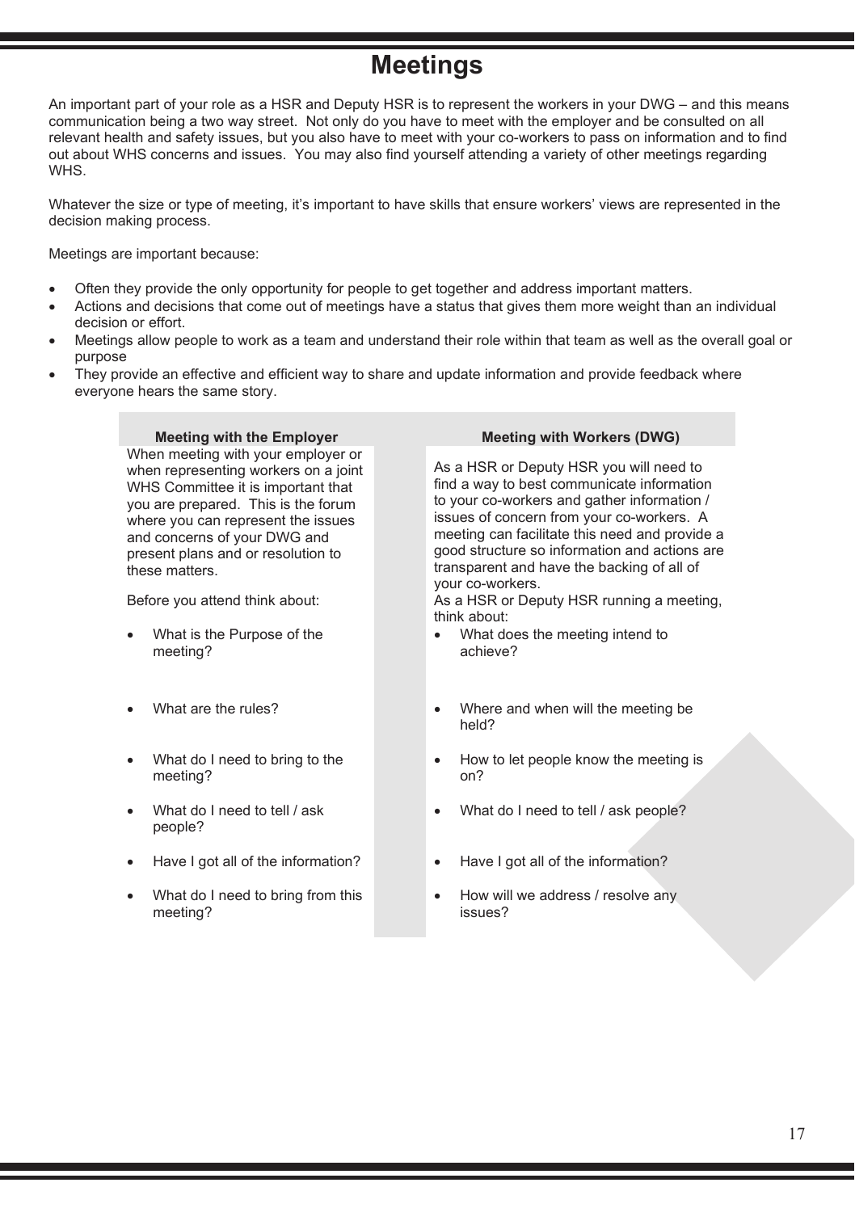# Meetings

An important part of your role as a HSR and Deputy HSR is to represent the workers in your DWG – and this means communication being a two way street. Not only do you have to meet with the employer and be consulted on all relevant health and safety issues, but you also have to meet with your co-workers to pass on information and to find out about WHS concerns and issues. You may also find yourself attending a variety of other meetings regarding WHS.

Whatever the size or type of meeting, it's important to have skills that ensure workers' views are represented in the decision making process.

Meetings are important because:

- Often they provide the only opportunity for people to get together and address important matters.
- Actions and decisions that come out of meetings have a status that gives them more weight than an individual decision or effort.
- Meetings allow people to work as a team and understand their role within that team as well as the overall goal or purpose
- They provide an effective and efficient way to share and update information and provide feedback where everyone hears the same story.

### Meeting with the Employer

When meeting with your employer or when representing workers on a joint WHS Committee it is important that you are prepared. This is the forum where you can represent the issues and concerns of your DWG and present plans and or resolution to these matters.

Before you attend think about:

- What is the Purpose of the meeting?
- What are the rules?
- What do I need to bring to the meeting?
- What do I need to tell / ask people?
- Have I got all of the information?
- What do I need to bring from this meeting?

### Meeting with Workers (DWG)

As a HSR or Deputy HSR you will need to find a way to best communicate information to your co-workers and gather information / issues of concern from your co-workers. A meeting can facilitate this need and provide a good structure so information and actions are transparent and have the backing of all of your co-workers.

As a HSR or Deputy HSR running a meeting, think about:

- What does the meeting intend to achieve?
- Where and when will the meeting be held?
- How to let people know the meeting is on?
- What do I need to tell / ask people?
- Have I got all of the information?
- How will we address / resolve any issues?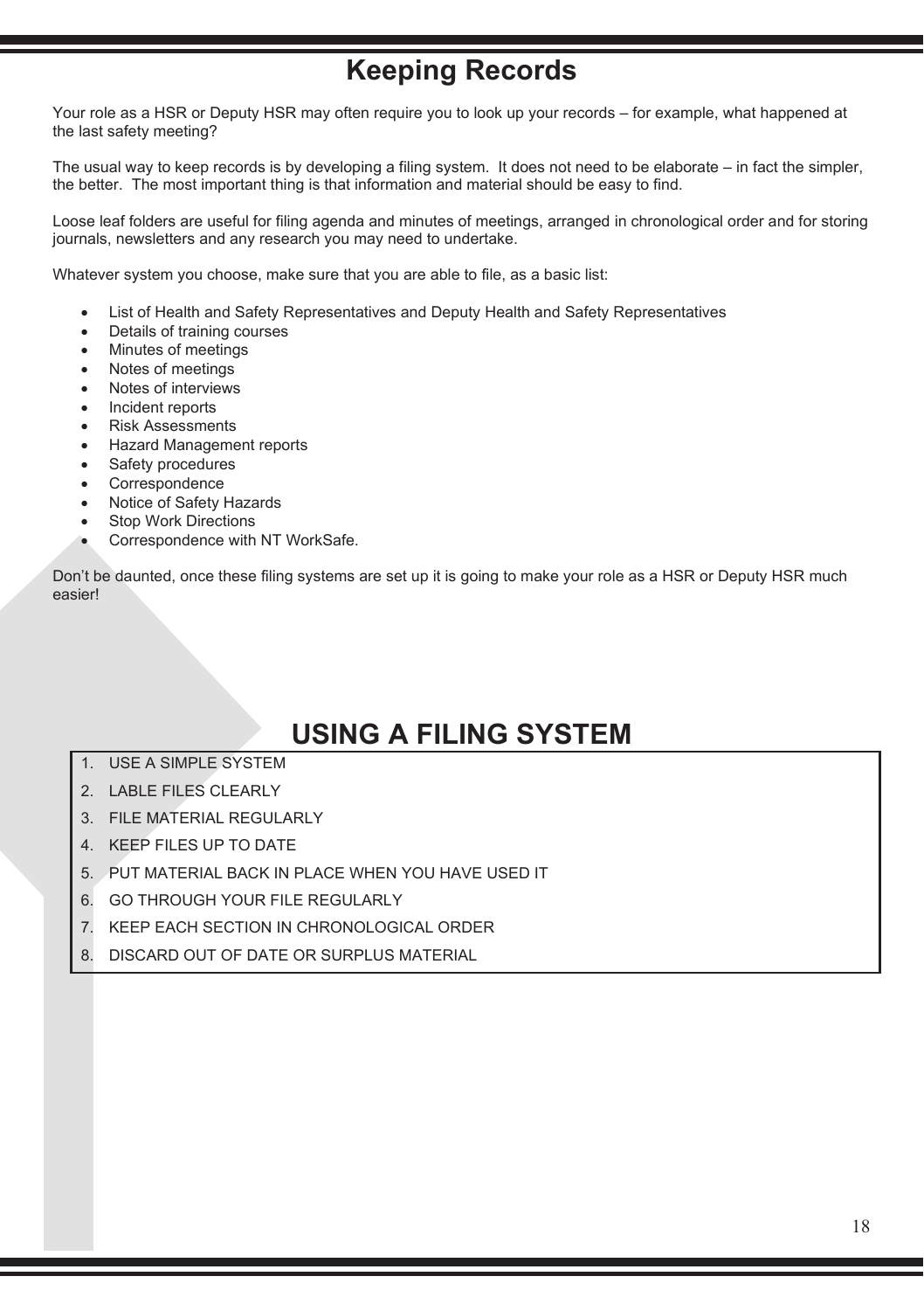# Keeping Records

Your role as a HSR or Deputy HSR may often require you to look up your records – for example, what happened at the last safety meeting?

The usual way to keep records is by developing a filing system. It does not need to be elaborate – in fact the simpler, the better. The most important thing is that information and material should be easy to find.

Loose leaf folders are useful for filing agenda and minutes of meetings, arranged in chronological order and for storing journals, newsletters and any research you may need to undertake.

Whatever system you choose, make sure that you are able to file, as a basic list:

- List of Health and Safety Representatives and Deputy Health and Safety Representatives
- Details of training courses
- Minutes of meetings
- Notes of meetings
- Notes of interviews
- Incident reports
- Risk Assessments
- Hazard Management reports
- Safety procedures
- Correspondence
- Notice of Safety Hazards
- Stop Work Directions
- Correspondence with NT WorkSafe.

Don't be daunted, once these filing systems are set up it is going to make your role as a HSR or Deputy HSR much easier!

# USING A FILING SYSTEM

1. USE A SIMPLE SYSTEM
2. LABLE FILES CLEARLY
3. FILE MATERIAL REGULARLY
4. KEEP FILES UP TO DATE
5. PUT MATERIAL BACK IN PLACE WHEN YOU HAVE USED IT
6. GO THROUGH YOUR FILE REGULARLY
7. KEEP EACH SECTION IN CHRONOLOGICAL ORDER
8. DISCARD OUT OF DATE OR SURPLUS MATERIAL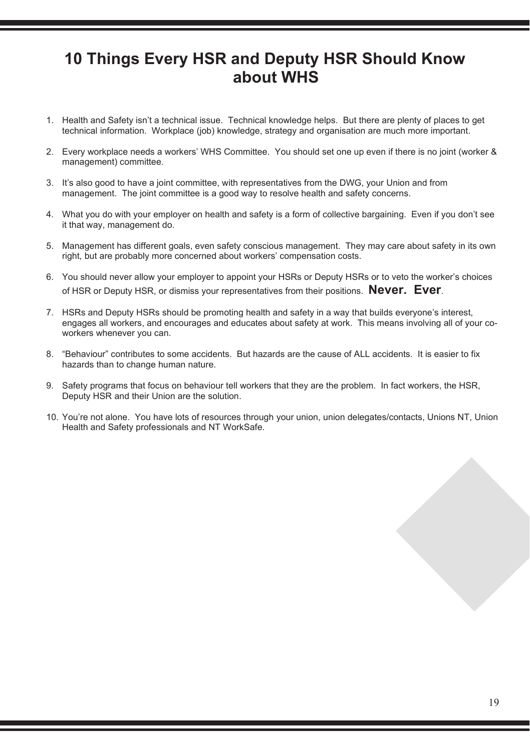# 10 Things Every HSR and Deputy HSR Should Know about WHS

1. Health and Safety isn't a technical issue. Technical knowledge helps. But there are plenty of places to get technical information. Workplace (job) knowledge, strategy and organisation are much more important.

2. Every workplace needs a workers' WHS Committee. You should set one up even if there is no joint (worker & management) committee.

3. It's also good to have a joint committee, with representatives from the DWG, your Union and from management. The joint committee is a good way to resolve health and safety concerns.

4. What you do with your employer on health and safety is a form of collective bargaining. Even if you don't see it that way, management do.

5. Management has different goals, even safety conscious management. They may care about safety in its own right, but are probably more concerned about workers' compensation costs.

6. You should never allow your employer to appoint your HSRs or Deputy HSRs or to veto the worker's choices of HSR or Deputy HSR, or dismiss your representatives from their positions. **Never. Ever**.

7. HSRs and Deputy HSRs should be promoting health and safety in a way that builds everyone's interest, engages all workers, and encourages and educates about safety at work. This means involving all of your co-workers whenever you can.

8. "Behaviour" contributes to some accidents. But hazards are the cause of ALL accidents. It is easier to fix hazards than to change human nature.

9. Safety programs that focus on behaviour tell workers that they are the problem. In fact workers, the HSR, Deputy HSR and their Union are the solution.

10. You're not alone. You have lots of resources through your union, union delegates/contacts, Unions NT, Union Health and Safety professionals and NT WorkSafe.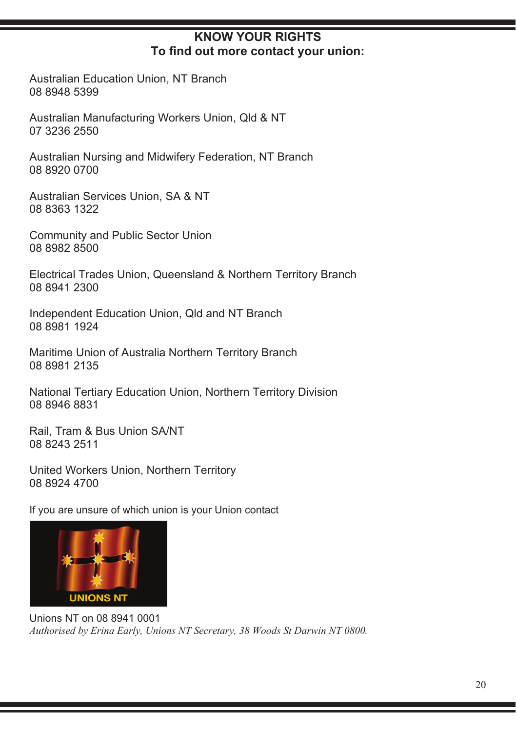## KNOW YOUR RIGHTS
## To find out more contact your union:

Australian Education Union, NT Branch
08 8948 5399

Australian Manufacturing Workers Union, Qld & NT
07 3236 2550

Australian Nursing and Midwifery Federation, NT Branch
08 8920 0700

Australian Services Union, SA & NT
08 8363 1322

Community and Public Sector Union
08 8982 8500

Electrical Trades Union, Queensland & Northern Territory Branch
08 8941 2300

Independent Education Union, Qld and NT Branch
08 8981 1924

Maritime Union of Australia Northern Territory Branch
08 8981 2135

National Tertiary Education Union, Northern Territory Division
08 8946 8831

Rail, Tram & Bus Union SA/NT
08 8243 2511

United Workers Union, Northern Territory
08 8924 4700

If you are unsure of which union is your Union contact

UNIONS NT

Unions NT on 08 8941 0001

*Authorised by Erina Early, Unions NT Secretary, 38 Woods St Darwin NT 0800.*